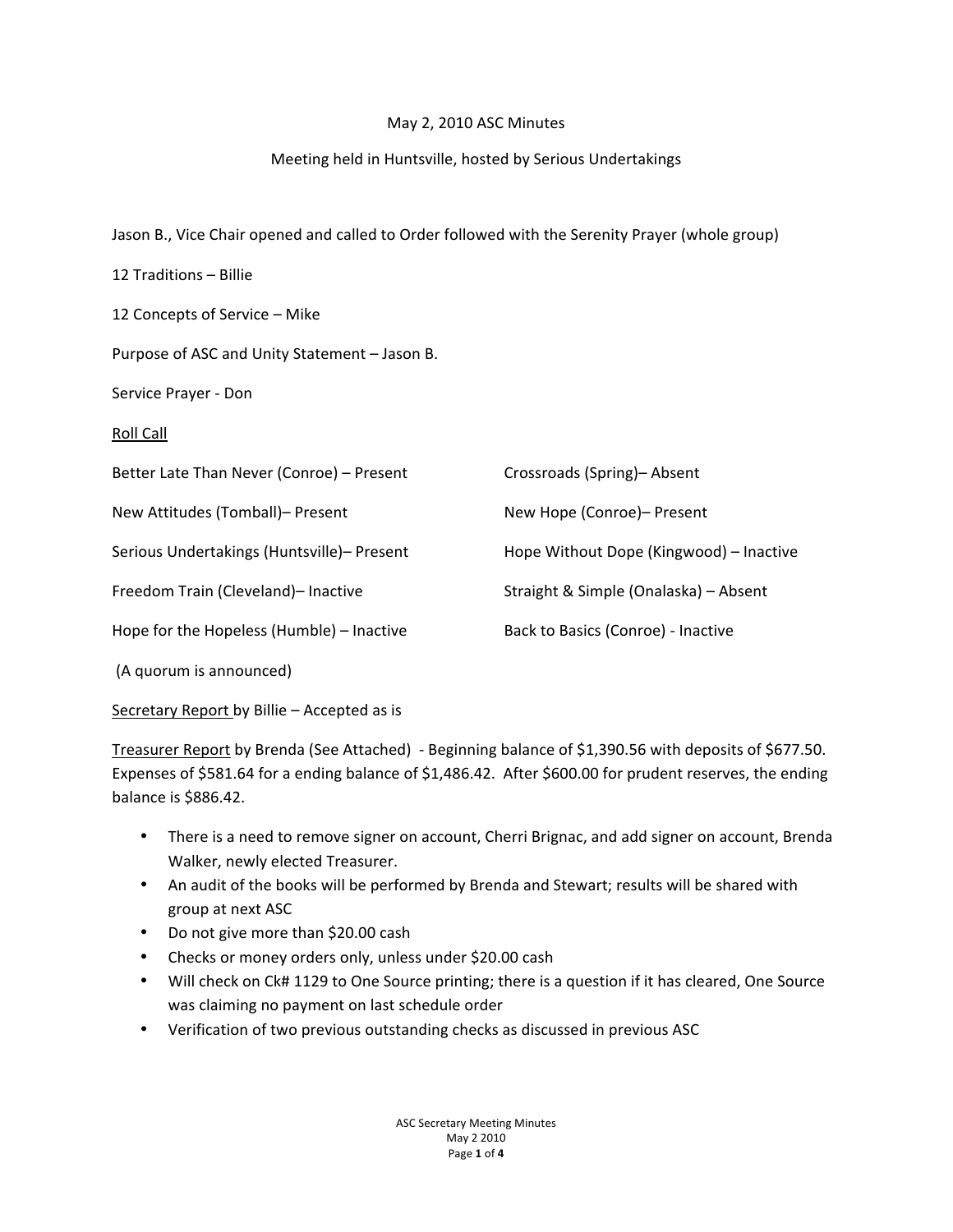May 2, 2010 ASC Minutes

Meeting held in Huntsville, hosted by Serious Undertakings

Jason B., Vice Chair opened and called to Order followed with the Serenity Prayer (whole group)

12 Traditions – Billie

12 Concepts of Service – Mike

Purpose of ASC and Unity Statement – Jason B.

Service Prayer - Don

<u>Roll Call</u>

Better Late Than Never (Conroe) – Present

Crossroads (Spring)– Absent

New Attitudes (Tomball)– Present

New Hope (Conroe)– Present

Serious Undertakings (Huntsville)– Present

Hope Without Dope (Kingwood) – Inactive

Freedom Train (Cleveland)– Inactive

Straight & Simple (Onalaska) – Absent

Hope for the Hopeless (Humble) – Inactive

Back to Basics (Conroe) - Inactive

(A quorum is announced)

<u>Secretary Report</u> by Billie – Accepted as is

<u>Treasurer Report</u> by Brenda (See Attached) - Beginning balance of $1,390.56 with deposits of $677.50. Expenses of $581.64 for a ending balance of $1,486.42. After $600.00 for prudent reserves, the ending balance is $886.42.

- There is a need to remove signer on account, Cherri Brignac, and add signer on account, Brenda Walker, newly elected Treasurer.
- An audit of the books will be performed by Brenda and Stewart; results will be shared with group at next ASC
- Do not give more than $20.00 cash
- Checks or money orders only, unless under $20.00 cash
- Will check on Ck# 1129 to One Source printing; there is a question if it has cleared, One Source was claiming no payment on last schedule order
- Verification of two previous outstanding checks as discussed in previous ASC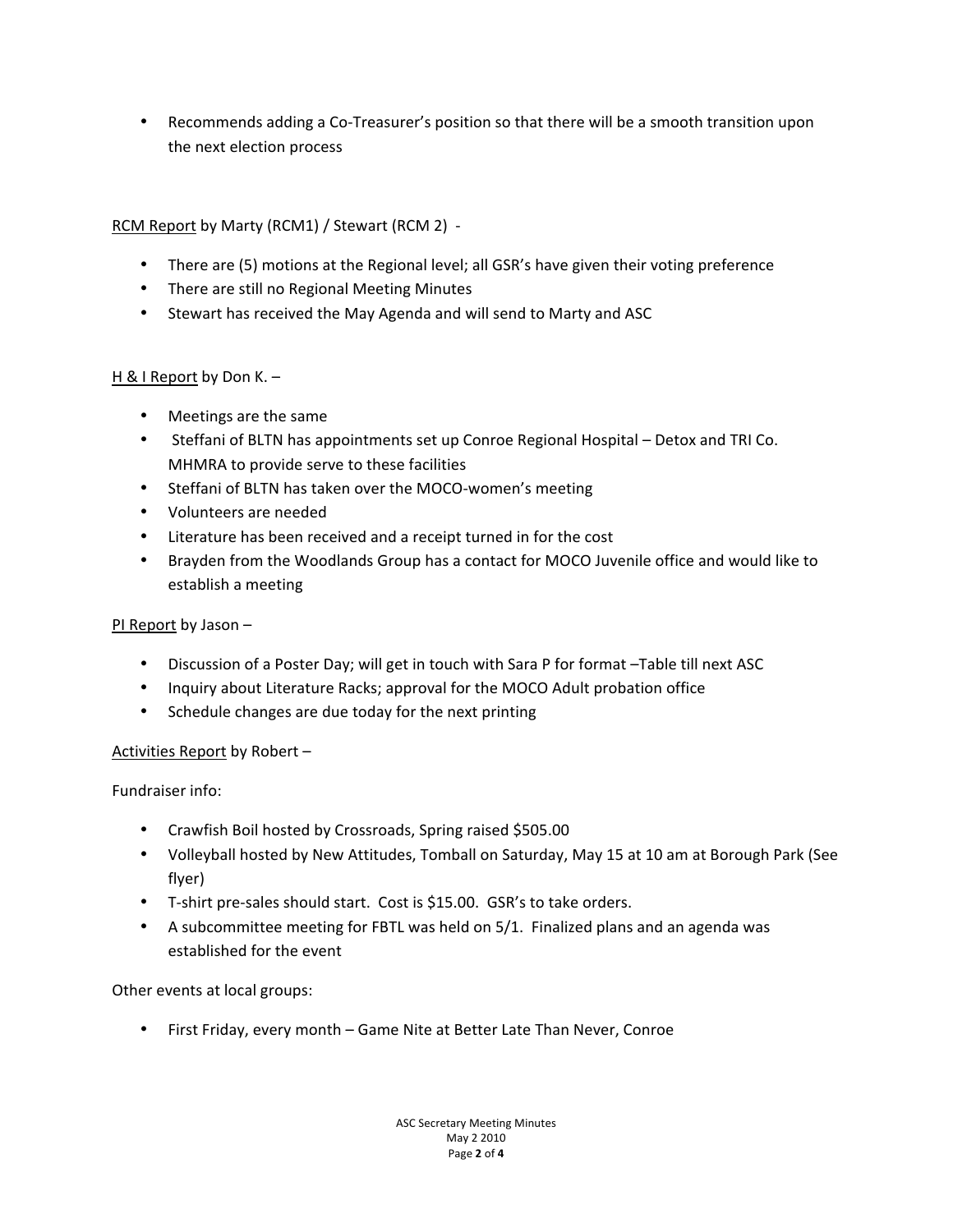- Recommends adding a Co-Treasurer's position so that there will be a smooth transition upon the next election process

RCM Report by Marty (RCM1) / Stewart (RCM 2) -

- There are (5) motions at the Regional level; all GSR's have given their voting preference
- There are still no Regional Meeting Minutes
- Stewart has received the May Agenda and will send to Marty and ASC

H & I Report by Don K. –

- Meetings are the same
- Steffani of BLTN has appointments set up Conroe Regional Hospital – Detox and TRI Co. MHMRA to provide serve to these facilities
- Steffani of BLTN has taken over the MOCO-women's meeting
- Volunteers are needed
- Literature has been received and a receipt turned in for the cost
- Brayden from the Woodlands Group has a contact for MOCO Juvenile office and would like to establish a meeting

PI Report by Jason –

- Discussion of a Poster Day; will get in touch with Sara P for format –Table till next ASC
- Inquiry about Literature Racks; approval for the MOCO Adult probation office
- Schedule changes are due today for the next printing

Activities Report by Robert –

Fundraiser info:

- Crawfish Boil hosted by Crossroads, Spring raised $505.00
- Volleyball hosted by New Attitudes, Tomball on Saturday, May 15 at 10 am at Borough Park (See flyer)
- T-shirt pre-sales should start. Cost is $15.00. GSR's to take orders.
- A subcommittee meeting for FBTL was held on 5/1. Finalized plans and an agenda was established for the event

Other events at local groups:

- First Friday, every month – Game Nite at Better Late Than Never, Conroe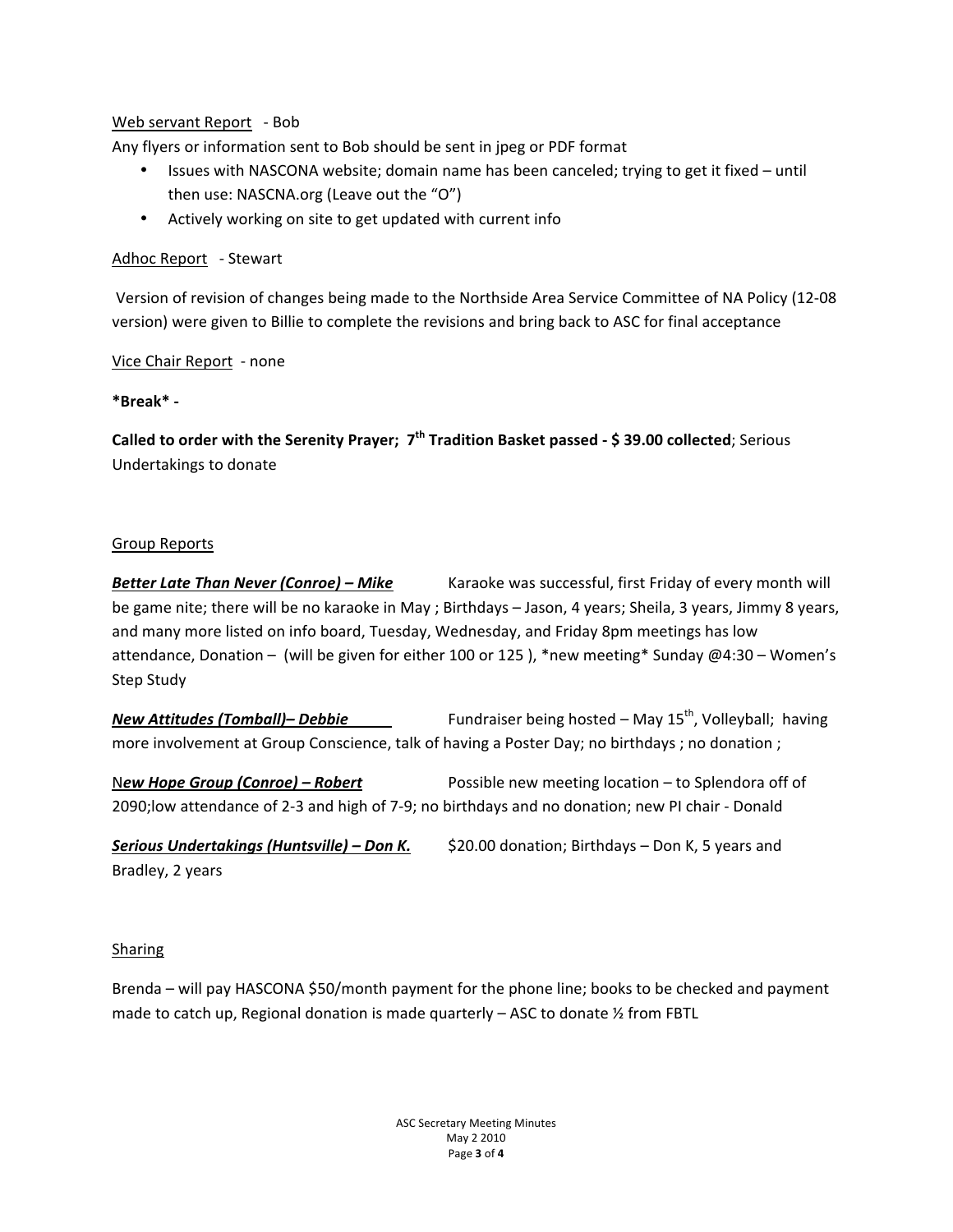Web servant Report - Bob

Any flyers or information sent to Bob should be sent in jpeg or PDF format

- Issues with NASCONA website; domain name has been canceled; trying to get it fixed – until then use: NASCNA.org (Leave out the "O")
- Actively working on site to get updated with current info

Adhoc Report - Stewart

Version of revision of changes being made to the Northside Area Service Committee of NA Policy (12-08 version) were given to Billie to complete the revisions and bring back to ASC for final acceptance

Vice Chair Report - none

**\*Break\* -**

**Called to order with the Serenity Prayer; 7th Tradition Basket passed - $ 39.00 collected**; Serious Undertakings to donate

Group Reports

***Better Late Than Never (Conroe) – Mike*** Karaoke was successful, first Friday of every month will be game nite; there will be no karaoke in May ; Birthdays – Jason, 4 years; Sheila, 3 years, Jimmy 8 years, and many more listed on info board, Tuesday, Wednesday, and Friday 8pm meetings has low attendance, Donation – (will be given for either 100 or 125 ), \*new meeting\* Sunday @4:30 – Women's Step Study

***New Attitudes (Tomball)– Debbie*** Fundraiser being hosted – May 15th, Volleyball; having more involvement at Group Conscience, talk of having a Poster Day; no birthdays ; no donation ;

***New Hope Group (Conroe) – Robert*** Possible new meeting location – to Splendora off of 2090;low attendance of 2-3 and high of 7-9; no birthdays and no donation; new PI chair - Donald

***Serious Undertakings (Huntsville) – Don K.*** $20.00 donation; Birthdays – Don K, 5 years and Bradley, 2 years

Sharing

Brenda – will pay HASCONA $50/month payment for the phone line; books to be checked and payment made to catch up, Regional donation is made quarterly – ASC to donate ½ from FBTL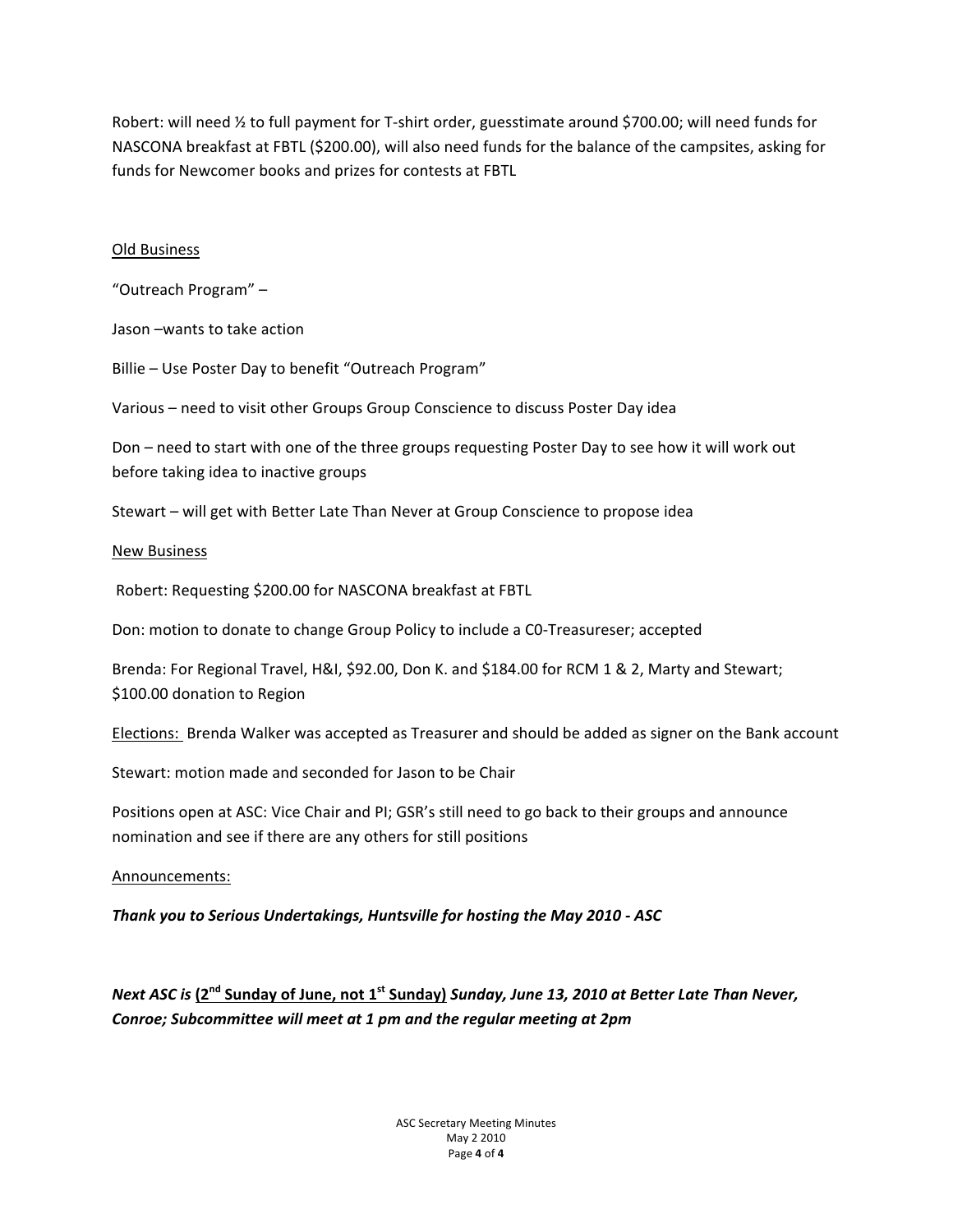Robert: will need ½ to full payment for T-shirt order, guesstimate around $700.00; will need funds for NASCONA breakfast at FBTL ($200.00), will also need funds for the balance of the campsites, asking for funds for Newcomer books and prizes for contests at FBTL

<u>Old Business</u>

"Outreach Program" –

Jason –wants to take action

Billie – Use Poster Day to benefit "Outreach Program"

Various – need to visit other Groups Group Conscience to discuss Poster Day idea

Don – need to start with one of the three groups requesting Poster Day to see how it will work out before taking idea to inactive groups

Stewart – will get with Better Late Than Never at Group Conscience to propose idea

<u>New Business</u>

Robert: Requesting $200.00 for NASCONA breakfast at FBTL

Don: motion to donate to change Group Policy to include a C0-Treasureser; accepted

Brenda: For Regional Travel, H&I, $92.00, Don K. and $184.00 for RCM 1 & 2, Marty and Stewart; $100.00 donation to Region

<u>Elections:</u> Brenda Walker was accepted as Treasurer and should be added as signer on the Bank account

Stewart: motion made and seconded for Jason to be Chair

Positions open at ASC: Vice Chair and PI; GSR's still need to go back to their groups and announce nomination and see if there are any others for still positions

<u>Announcements:</u>

***Thank you to Serious Undertakings, Huntsville for hosting the May 2010 - ASC***

***Next ASC is <u>(2nd Sunday of June, not 1st Sunday)</u> Sunday, June 13, 2010 at Better Late Than Never, Conroe; Subcommittee will meet at 1 pm and the regular meeting at 2pm***